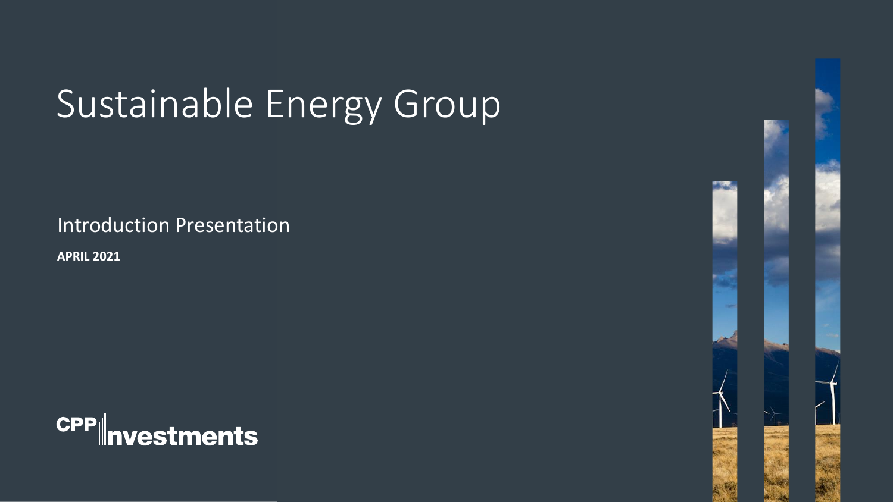# Sustainable Energy Group

Introduction Presentation

**APRIL 2021**

CPP Investments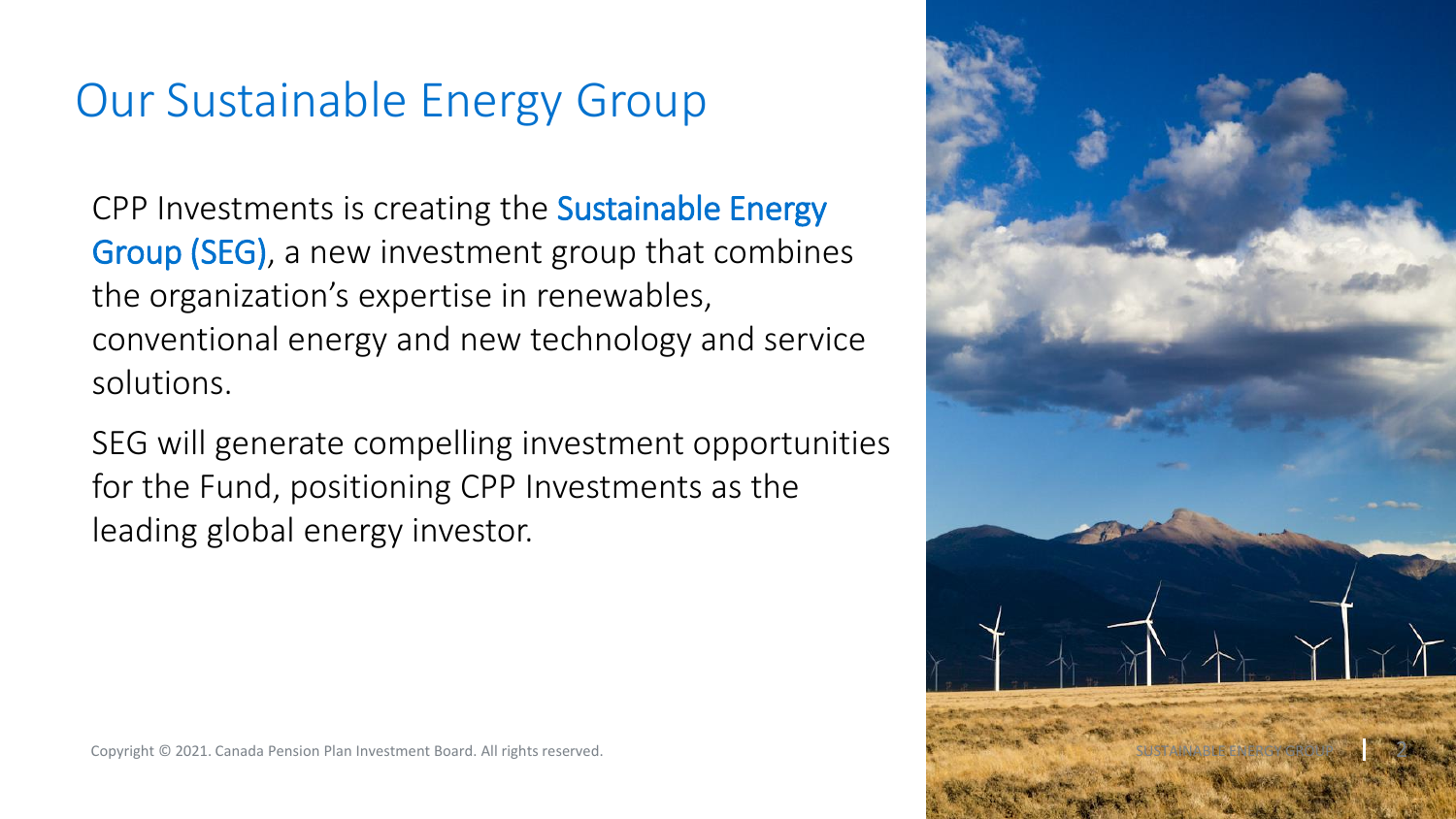# Our Sustainable Energy Group

CPP Investments is creating the **Sustainable Energy Group (SEG)**, a new investment group that combines the organization's expertise in renewables, conventional energy and new technology and service solutions.

SEG will generate compelling investment opportunities for the Fund, positioning CPP Investments as the leading global energy investor.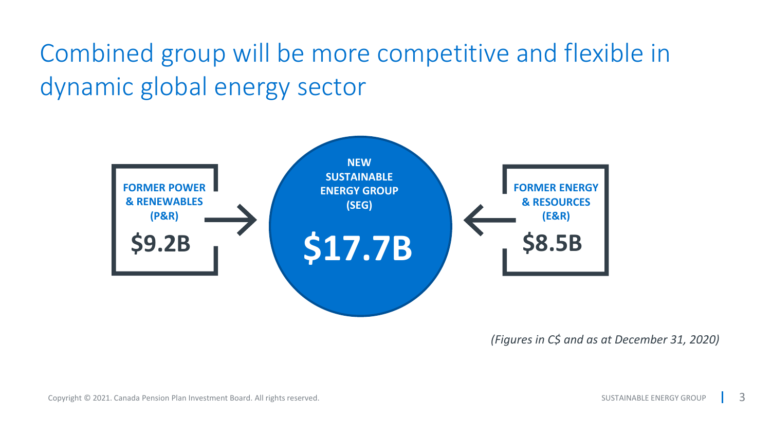# Combined group will be more competitive and flexible in dynamic global energy sector

**FORMER POWER & RENEWABLES (P&R)**

**$9.2B**

→

**NEW SUSTAINABLE ENERGY GROUP (SEG)**

**$17.7B**

←

**FORMER ENERGY & RESOURCES (E&R)**

**$8.5B**

*(Figures in C$ and as at December 31, 2020)*

Copyright © 2021. Canada Pension Plan Investment Board. All rights reserved.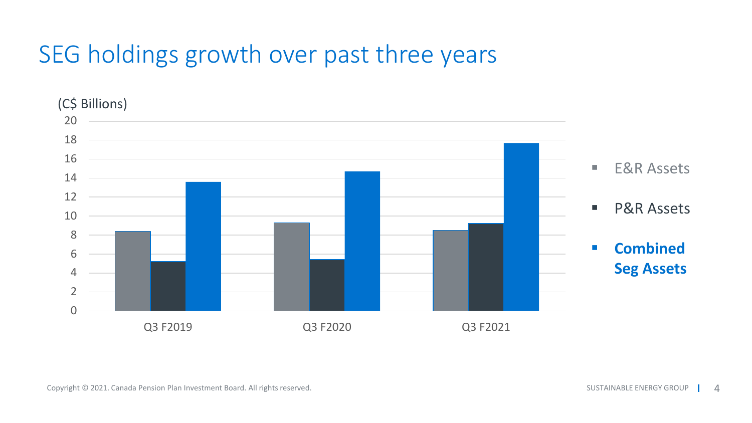# SEG holdings growth over past three years

(C$ Billions)

| | E&R Assets | P&R Assets | Combined Seg Assets |
|---|---|---|---|
| Q3 F2019 | 8.4 | 5.2 | 13.6 |
| Q3 F2020 | 9.3 | 5.4 | 14.7 |
| Q3 F2021 | 8.5 | 9.2 | 17.7 |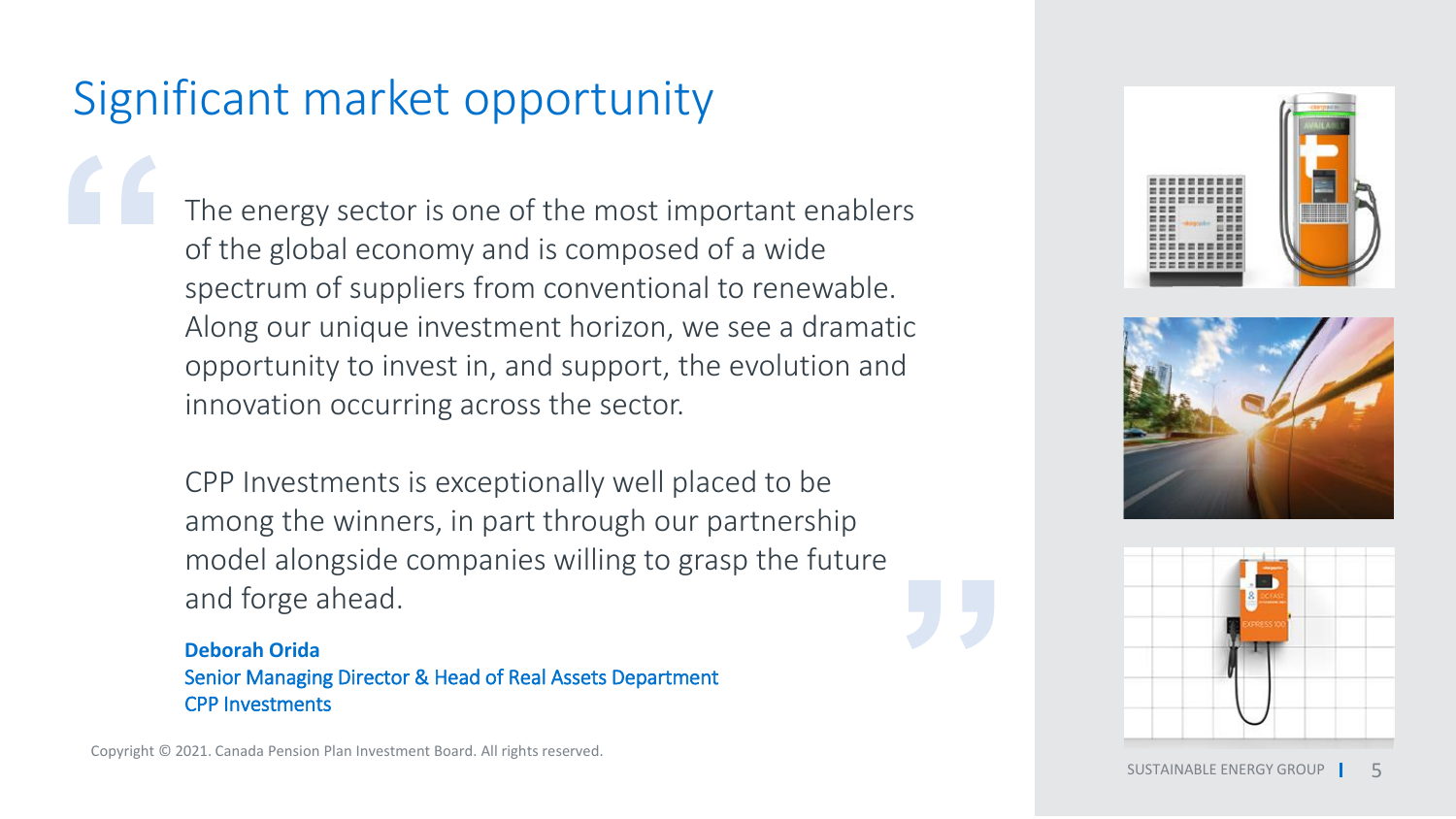# Significant market opportunity

> The energy sector is one of the most important enablers of the global economy and is composed of a wide spectrum of suppliers from conventional to renewable. Along our unique investment horizon, we see a dramatic opportunity to invest in, and support, the evolution and innovation occurring across the sector.
>
> CPP Investments is exceptionally well placed to be among the winners, in part through our partnership model alongside companies willing to grasp the future and forge ahead.

**Deborah Orida**
Senior Managing Director & Head of Real Assets Department
CPP Investments

Copyright © 2021. Canada Pension Plan Investment Board. All rights reserved.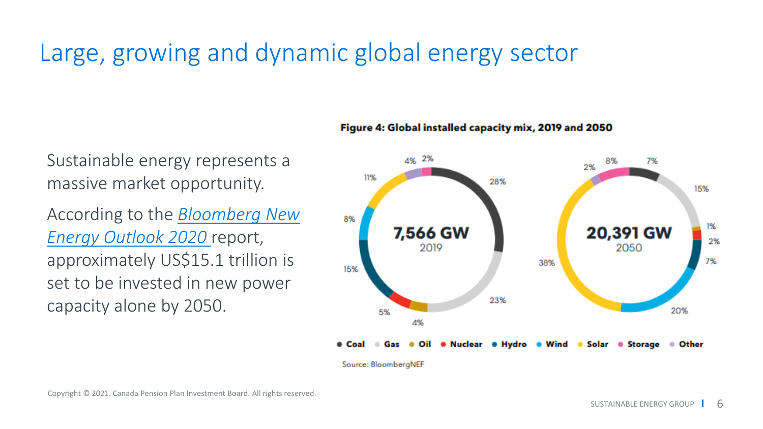# Large, growing and dynamic global energy sector

Sustainable energy represents a massive market opportunity.

According to the [Bloomberg New Energy Outlook 2020](#) report, approximately US$15.1 trillion is set to be invested in new power capacity alone by 2050.

**Figure 4: Global installed capacity mix, 2019 and 2050**

| Source | 2019 (7,566 GW) | 2050 (20,391 GW) |
| --- | --- | --- |
| Coal | 28% | 7% |
| Gas | 23% | 15% |
| Oil | 4% | 1% |
| Nuclear | 5% | 2% |
| Hydro | 15% | 7% |
| Wind | 8% | 20% |
| Solar | 11% | 38% |
| Storage | 2% | 8% |
| Other | 4% | 2% |

Source: BloombergNEF

Copyright © 2021. Canada Pension Plan Investment Board. All rights reserved.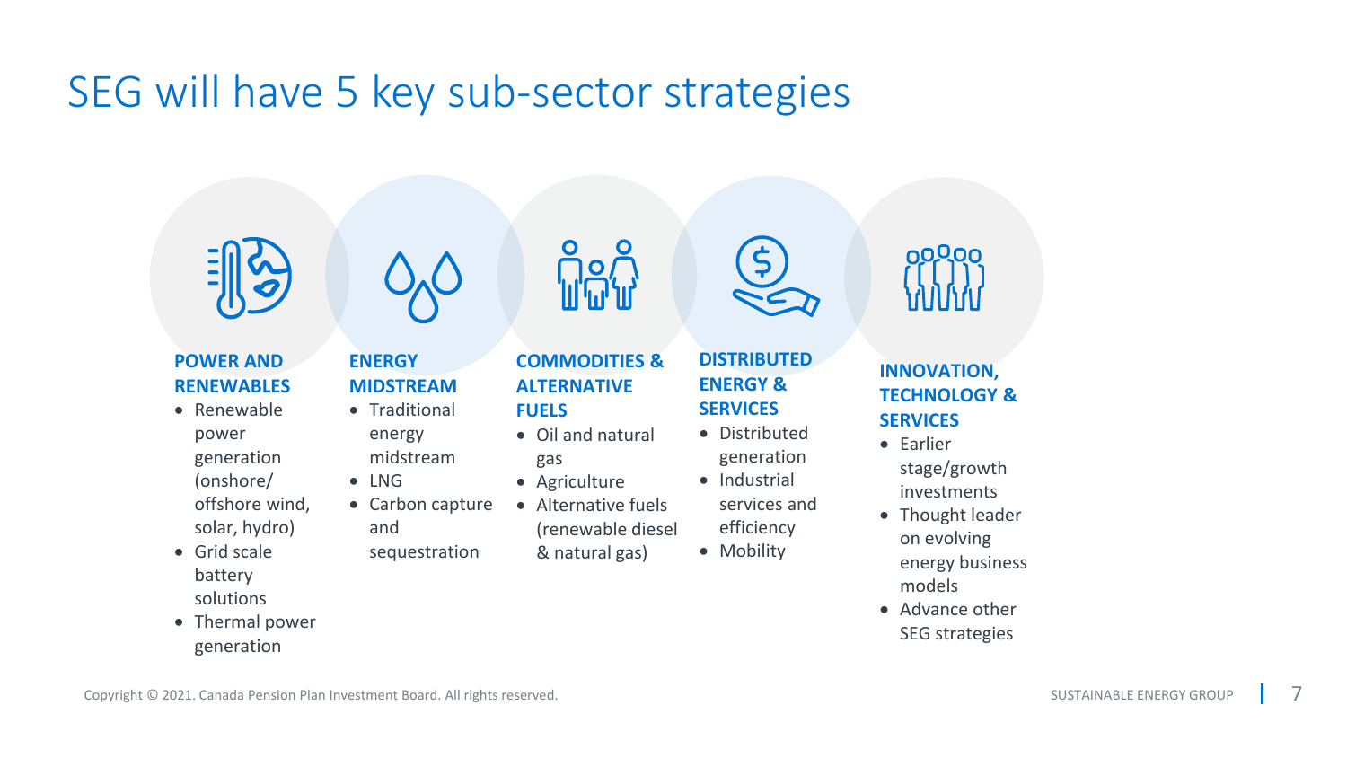# SEG will have 5 key sub-sector strategies

### POWER AND RENEWABLES

- Renewable power generation (onshore/ offshore wind, solar, hydro)
- Grid scale battery solutions
- Thermal power generation

### ENERGY MIDSTREAM

- Traditional energy midstream
- LNG
- Carbon capture and sequestration

### COMMODITIES & ALTERNATIVE FUELS

- Oil and natural gas
- Agriculture
- Alternative fuels (renewable diesel & natural gas)

### DISTRIBUTED ENERGY & SERVICES

- Distributed generation
- Industrial services and efficiency
- Mobility

### INNOVATION, TECHNOLOGY & SERVICES

- Earlier stage/growth investments
- Thought leader on evolving energy business models
- Advance other SEG strategies

Copyright © 2021. Canada Pension Plan Investment Board. All rights reserved.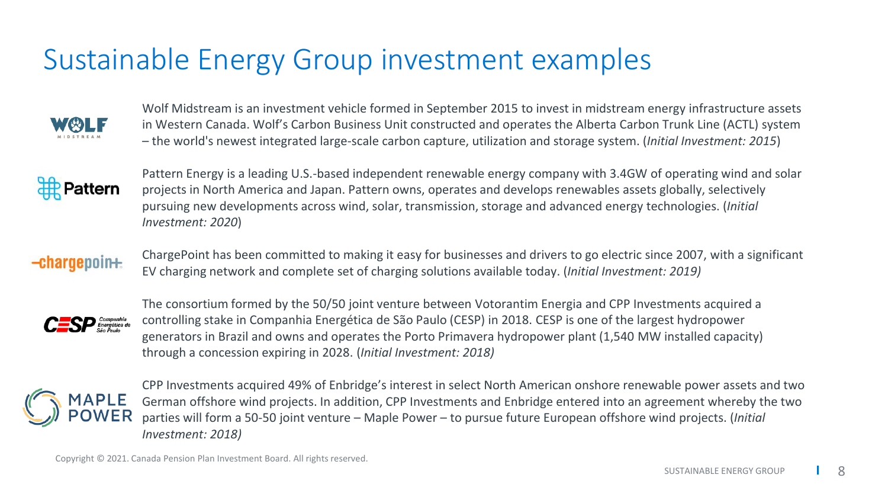# Sustainable Energy Group investment examples

**WOLF MIDSTREAM**

Wolf Midstream is an investment vehicle formed in September 2015 to invest in midstream energy infrastructure assets in Western Canada. Wolf's Carbon Business Unit constructed and operates the Alberta Carbon Trunk Line (ACTL) system – the world's newest integrated large-scale carbon capture, utilization and storage system. (*Initial Investment: 2015*)

**Pattern**

Pattern Energy is a leading U.S.-based independent renewable energy company with 3.4GW of operating wind and solar projects in North America and Japan. Pattern owns, operates and develops renewables assets globally, selectively pursuing new developments across wind, solar, transmission, storage and advanced energy technologies. (*Initial Investment: 2020*)

**chargepoint**

ChargePoint has been committed to making it easy for businesses and drivers to go electric since 2007, with a significant EV charging network and complete set of charging solutions available today. (*Initial Investment: 2019)*

**CESP Companhia Energética de São Paulo**

The consortium formed by the 50/50 joint venture between Votorantim Energia and CPP Investments acquired a controlling stake in Companhia Energética de São Paulo (CESP) in 2018. CESP is one of the largest hydropower generators in Brazil and owns and operates the Porto Primavera hydropower plant (1,540 MW installed capacity) through a concession expiring in 2028. (*Initial Investment: 2018)*

**MAPLE POWER**

CPP Investments acquired 49% of Enbridge's interest in select North American onshore renewable power assets and two German offshore wind projects. In addition, CPP Investments and Enbridge entered into an agreement whereby the two parties will form a 50-50 joint venture – Maple Power – to pursue future European offshore wind projects. (*Initial Investment: 2018)*

Copyright © 2021. Canada Pension Plan Investment Board. All rights reserved.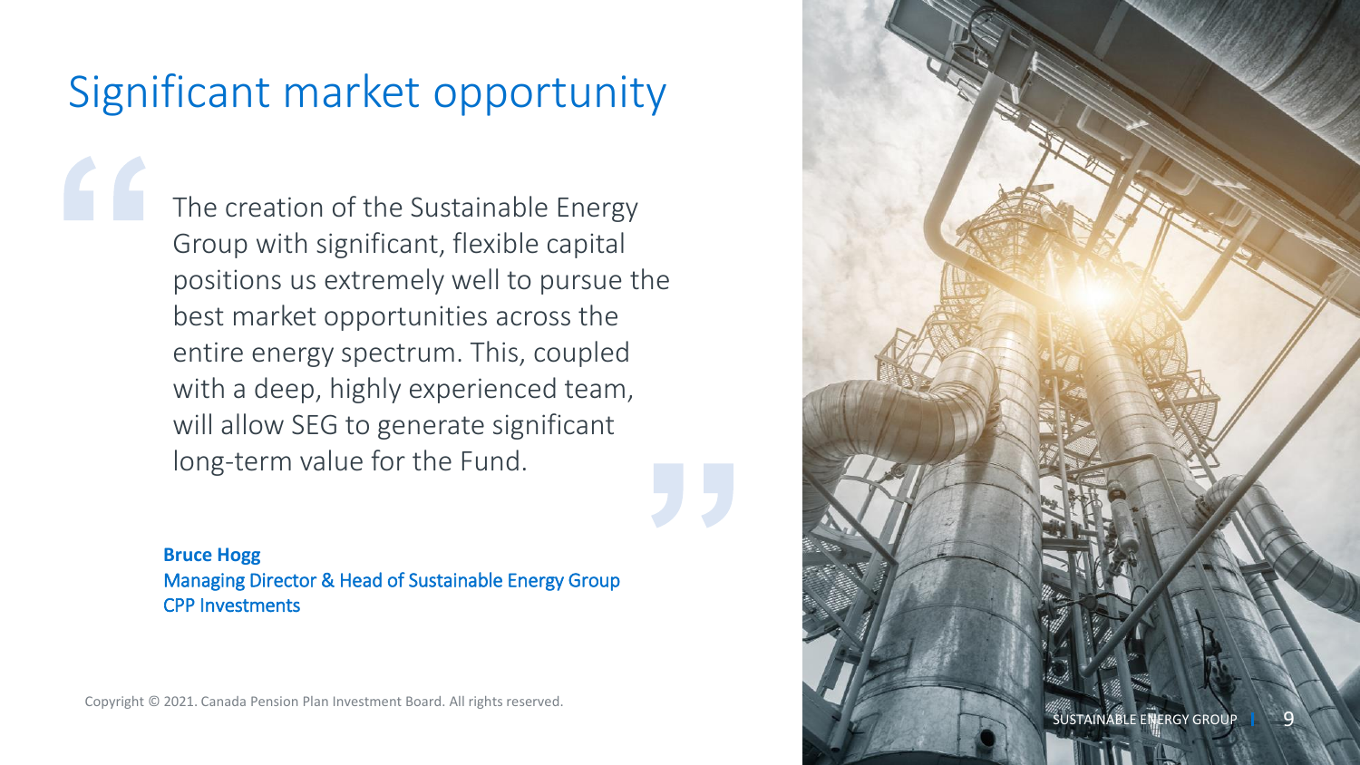# Significant market opportunity

> The creation of the Sustainable Energy Group with significant, flexible capital positions us extremely well to pursue the best market opportunities across the entire energy spectrum. This, coupled with a deep, highly experienced team, will allow SEG to generate significant long-term value for the Fund.

**Bruce Hogg**
Managing Director & Head of Sustainable Energy Group
CPP Investments

Copyright © 2021. Canada Pension Plan Investment Board. All rights reserved.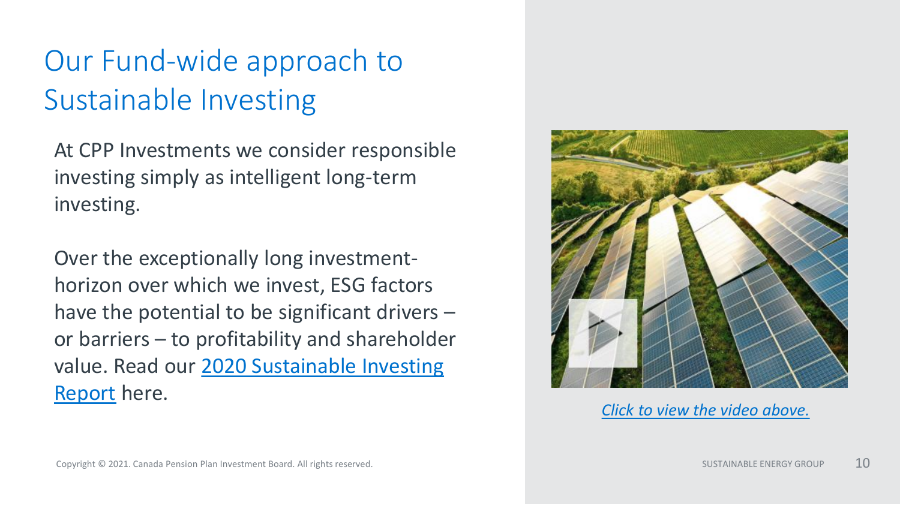# Our Fund-wide approach to Sustainable Investing

At CPP Investments we consider responsible investing simply as intelligent long-term investing.

Over the exceptionally long investment-horizon over which we invest, ESG factors have the potential to be significant drivers – or barriers – to profitability and shareholder value. Read our 2020 Sustainable Investing Report here.

*Click to view the video above.*

Copyright © 2021. Canada Pension Plan Investment Board. All rights reserved.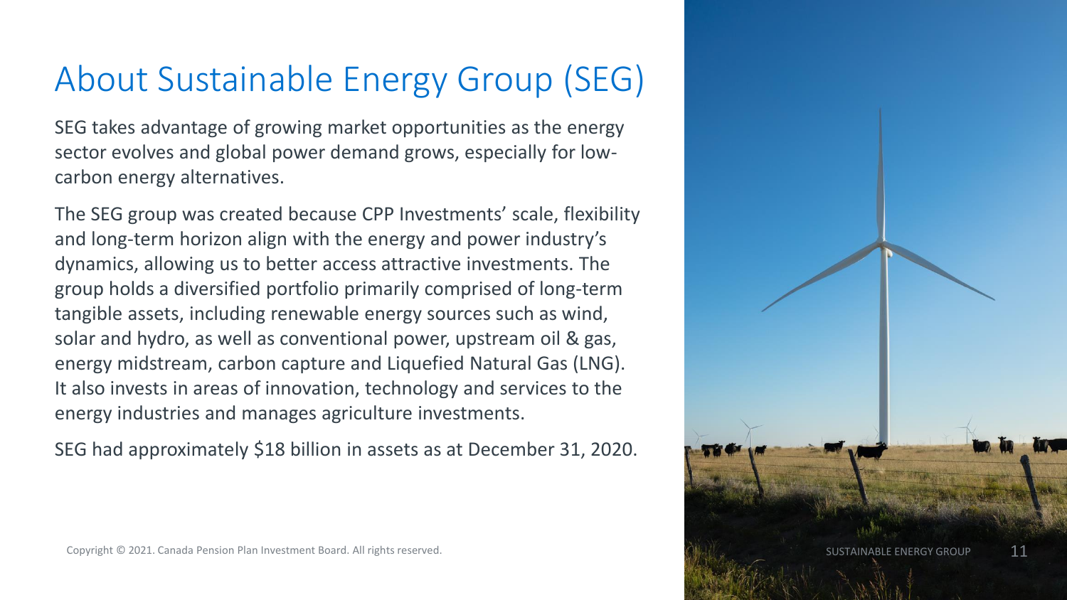# About Sustainable Energy Group (SEG)

SEG takes advantage of growing market opportunities as the energy sector evolves and global power demand grows, especially for low-carbon energy alternatives.

The SEG group was created because CPP Investments' scale, flexibility and long-term horizon align with the energy and power industry's dynamics, allowing us to better access attractive investments. The group holds a diversified portfolio primarily comprised of long-term tangible assets, including renewable energy sources such as wind, solar and hydro, as well as conventional power, upstream oil & gas, energy midstream, carbon capture and Liquefied Natural Gas (LNG). It also invests in areas of innovation, technology and services to the energy industries and manages agriculture investments.

SEG had approximately $18 billion in assets as at December 31, 2020.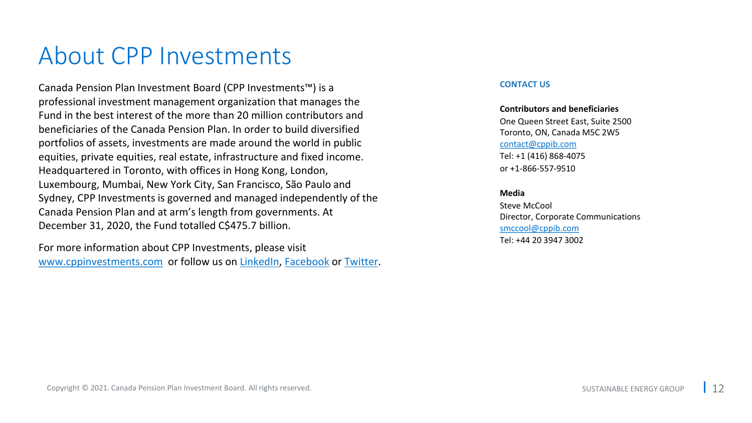# About CPP Investments

Canada Pension Plan Investment Board (CPP Investments™) is a professional investment management organization that manages the Fund in the best interest of the more than 20 million contributors and beneficiaries of the Canada Pension Plan. In order to build diversified portfolios of assets, investments are made around the world in public equities, private equities, real estate, infrastructure and fixed income. Headquartered in Toronto, with offices in Hong Kong, London, Luxembourg, Mumbai, New York City, San Francisco, São Paulo and Sydney, CPP Investments is governed and managed independently of the Canada Pension Plan and at arm's length from governments. At December 31, 2020, the Fund totalled C$475.7 billion.

For more information about CPP Investments, please visit www.cppinvestments.com or follow us on LinkedIn, Facebook or Twitter.

**CONTACT US**

**Contributors and beneficiaries**
One Queen Street East, Suite 2500
Toronto, ON, Canada M5C 2W5
contact@cppib.com
Tel: +1 (416) 868-4075
or +1-866-557-9510

**Media**
Steve McCool
Director, Corporate Communications
smccool@cppib.com
Tel: +44 20 3947 3002

Copyright © 2021. Canada Pension Plan Investment Board. All rights reserved.